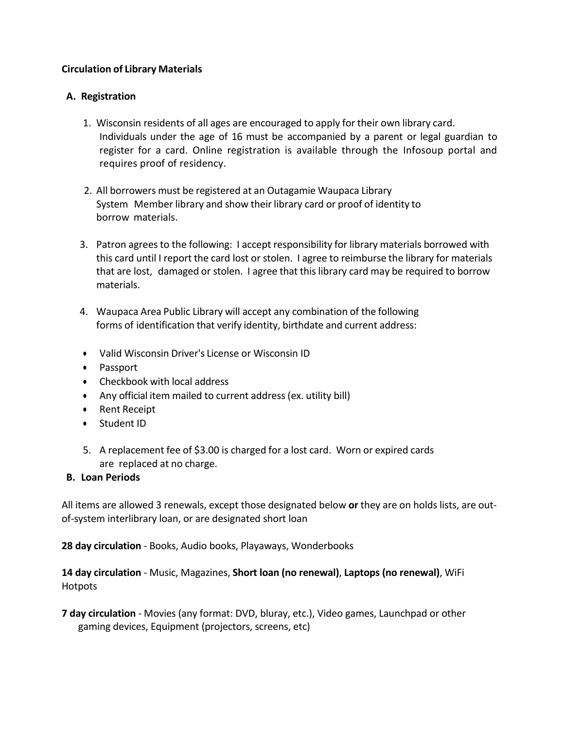**Circulation of Library Materials**

**A. Registration**

1. Wisconsin residents of all ages are encouraged to apply for their own library card. Individuals under the age of 16 must be accompanied by a parent or legal guardian to register for a card. Online registration is available through the Infosoup portal and requires proof of residency.

2. All borrowers must be registered at an Outagamie Waupaca Library System Member library and show their library card or proof of identity to borrow materials.

3. Patron agrees to the following: I accept responsibility for library materials borrowed with this card until I report the card lost or stolen. I agree to reimburse the library for materials that are lost, damaged or stolen. I agree that this library card may be required to borrow materials.

4. Waupaca Area Public Library will accept any combination of the following forms of identification that verify identity, birthdate and current address:

- Valid Wisconsin Driver's License or Wisconsin ID
- Passport
- Checkbook with local address
- Any official item mailed to current address (ex. utility bill)
- Rent Receipt
- Student ID

5. A replacement fee of $3.00 is charged for a lost card. Worn or expired cards are replaced at no charge.

**B. Loan Periods**

All items are allowed 3 renewals, except those designated below **or** they are on holds lists, are out-of-system interlibrary loan, or are designated short loan

**28 day circulation** - Books, Audio books, Playaways, Wonderbooks

**14 day circulation** - Music, Magazines, **Short loan (no renewal)**, **Laptops (no renewal)**, WiFi Hotpots

**7 day circulation** - Movies (any format: DVD, bluray, etc.), Video games, Launchpad or other gaming devices, Equipment (projectors, screens, etc)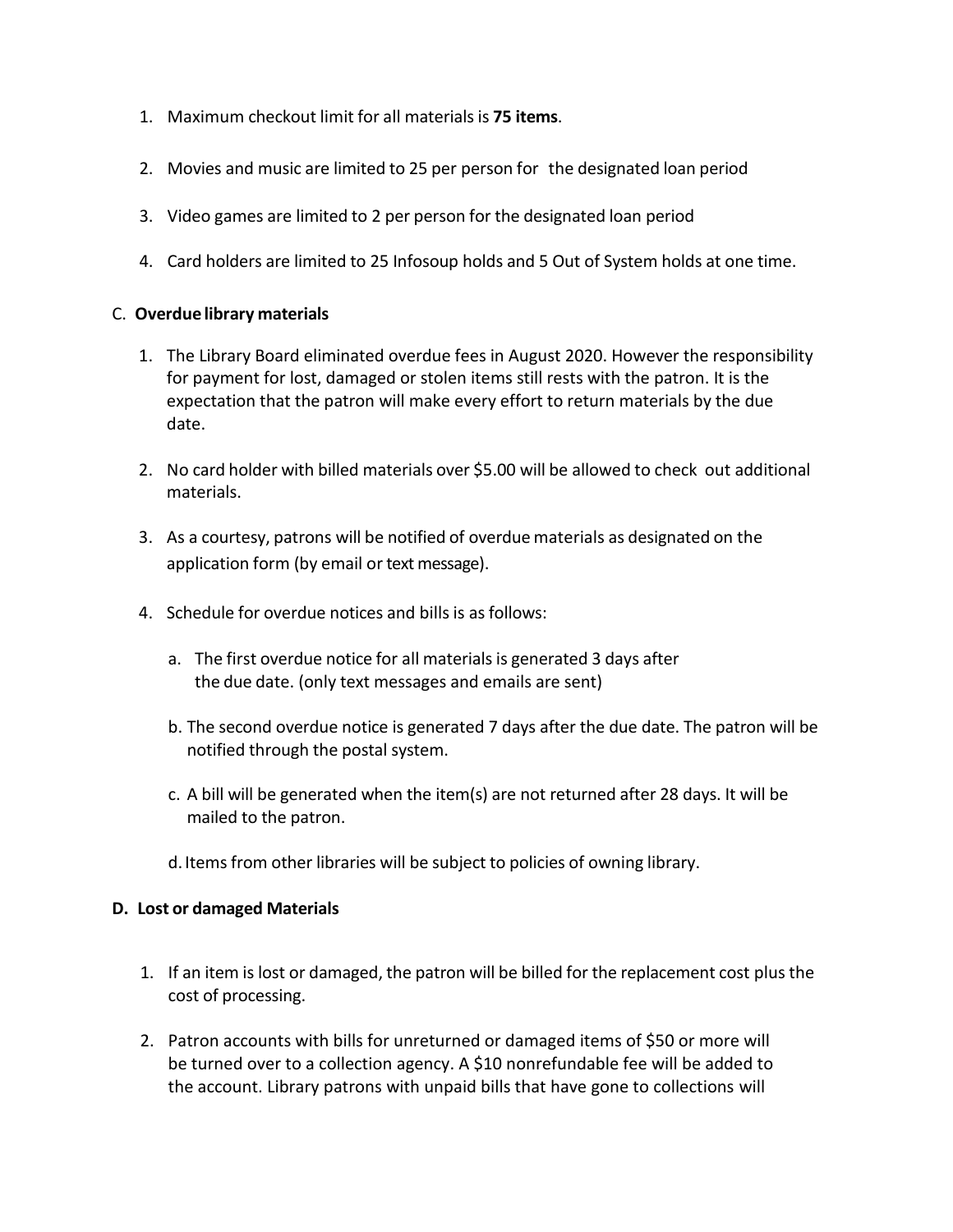1. Maximum checkout limit for all materials is **75 items**.

2. Movies and music are limited to 25 per person for the designated loan period

3. Video games are limited to 2 per person for the designated loan period

4. Card holders are limited to 25 Infosoup holds and 5 Out of System holds at one time.

C. **Overdue library materials**

1. The Library Board eliminated overdue fees in August 2020. However the responsibility for payment for lost, damaged or stolen items still rests with the patron. It is the expectation that the patron will make every effort to return materials by the due date.

2. No card holder with billed materials over $5.00 will be allowed to check out additional materials.

3. As a courtesy, patrons will be notified of overdue materials as designated on the application form (by email or text message).

4. Schedule for overdue notices and bills is as follows:

   a. The first overdue notice for all materials is generated 3 days after the due date. (only text messages and emails are sent)

   b. The second overdue notice is generated 7 days after the due date. The patron will be notified through the postal system.

   c. A bill will be generated when the item(s) are not returned after 28 days. It will be mailed to the patron.

   d. Items from other libraries will be subject to policies of owning library.

**D. Lost or damaged Materials**

1. If an item is lost or damaged, the patron will be billed for the replacement cost plus the cost of processing.

2. Patron accounts with bills for unreturned or damaged items of $50 or more will be turned over to a collection agency. A $10 nonrefundable fee will be added to the account. Library patrons with unpaid bills that have gone to collections will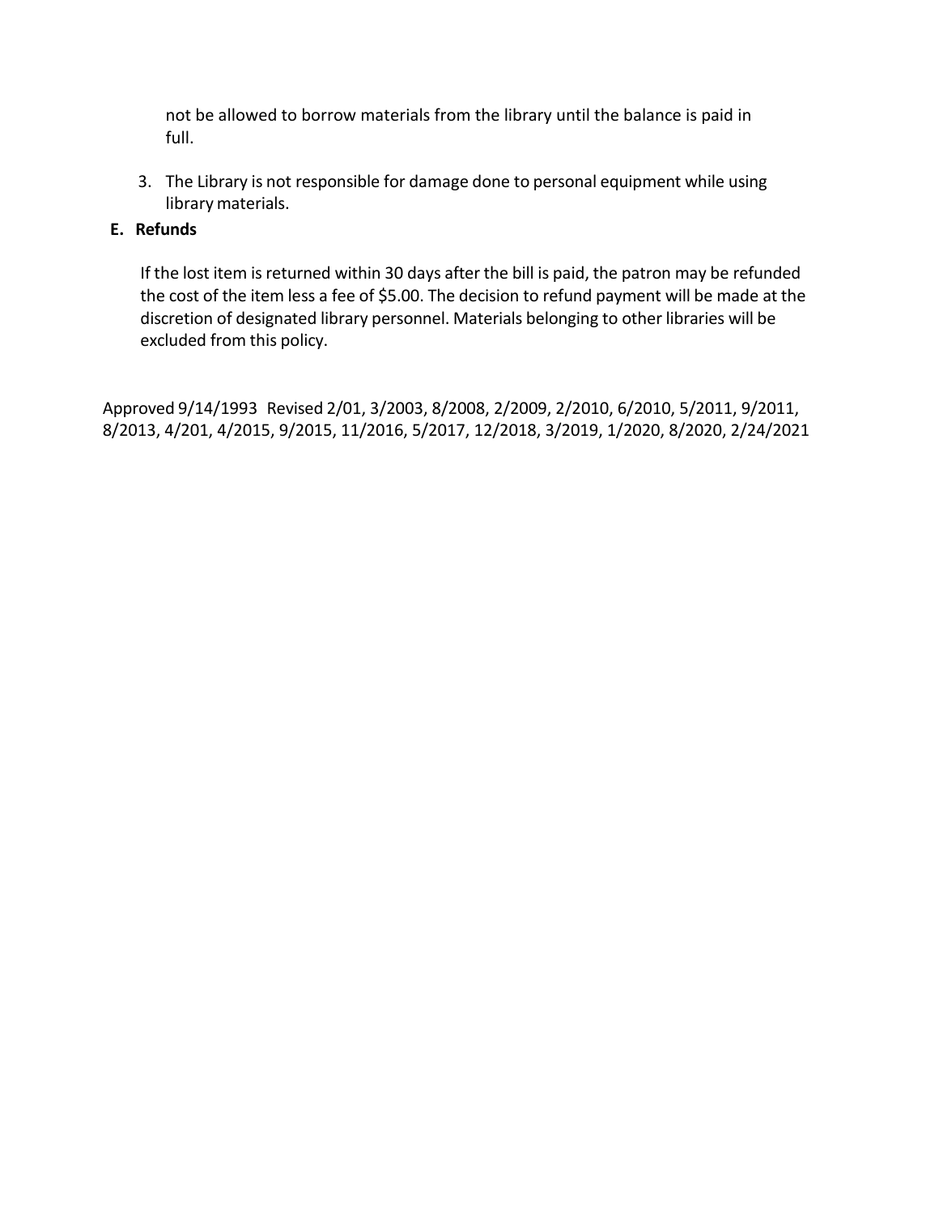not be allowed to borrow materials from the library until the balance is paid in full.

3. The Library is not responsible for damage done to personal equipment while using library materials.

**E. Refunds**

If the lost item is returned within 30 days after the bill is paid, the patron may be refunded the cost of the item less a fee of $5.00. The decision to refund payment will be made at the discretion of designated library personnel. Materials belonging to other libraries will be excluded from this policy.

Approved 9/14/1993 Revised 2/01, 3/2003, 8/2008, 2/2009, 2/2010, 6/2010, 5/2011, 9/2011, 8/2013, 4/201, 4/2015, 9/2015, 11/2016, 5/2017, 12/2018, 3/2019, 1/2020, 8/2020, 2/24/2021